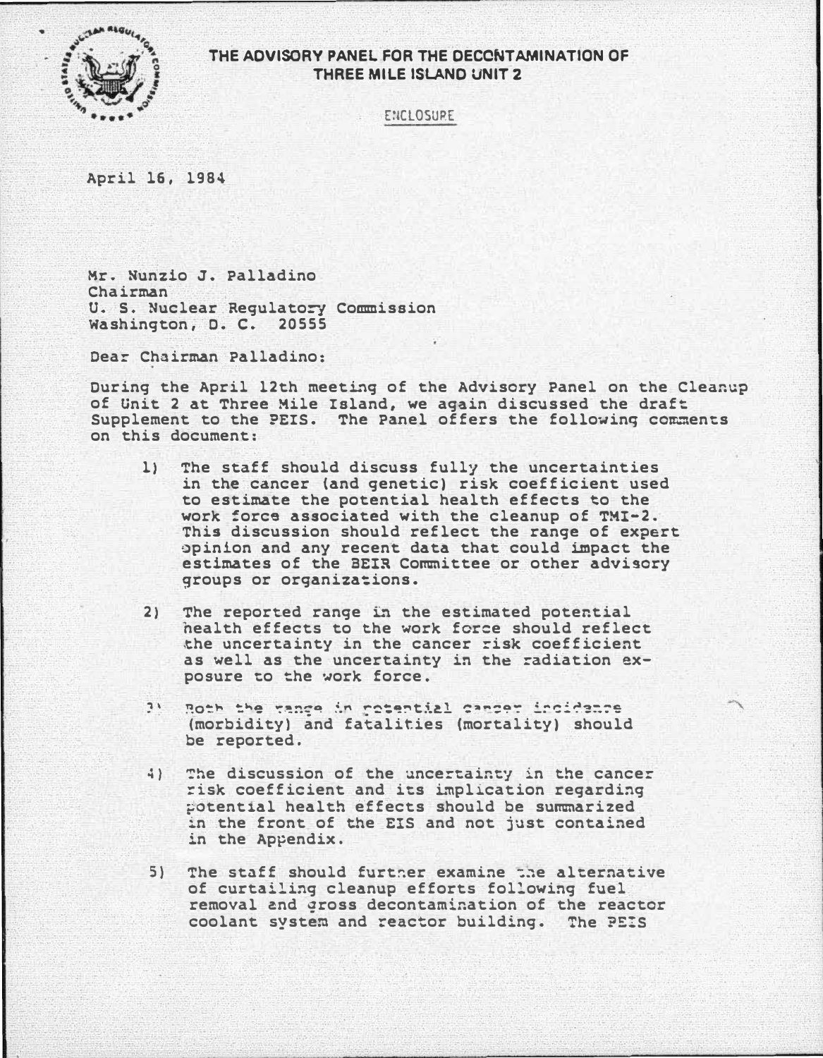# THE ADVISORY PANEL FOR THE DECONTAMINATION OF THREE MILE ISLAND UNIT 2

ENCLOSURE

April 16, 1984

Mr. Nunzio J. Palladino
Chairman
U. S. Nuclear Regulatory Commission
Washington, D. C. 20555

Dear Chairman Palladino:

During the April 12th meeting of the Advisory Panel on the Cleanup of Unit 2 at Three Mile Island, we again discussed the draft Supplement to the PEIS. The Panel offers the following comments on this document:

1) The staff should discuss fully the uncertainties in the cancer (and genetic) risk coefficient used to estimate the potential health effects to the work force associated with the cleanup of TMI-2. This discussion should reflect the range of expert opinion and any recent data that could impact the estimates of the BEIR Committee or other advisory groups or organizations.

2) The reported range in the estimated potential health effects to the work force should reflect the uncertainty in the cancer risk coefficient as well as the uncertainty in the radiation exposure to the work force.

3) Both the range in potential cancer incidence (morbidity) and fatalities (mortality) should be reported.

4) The discussion of the uncertainty in the cancer risk coefficient and its implication regarding potential health effects should be summarized in the front of the EIS and not just contained in the Appendix.

5) The staff should further examine the alternative of curtailing cleanup efforts following fuel removal and gross decontamination of the reactor coolant system and reactor building. The PEIS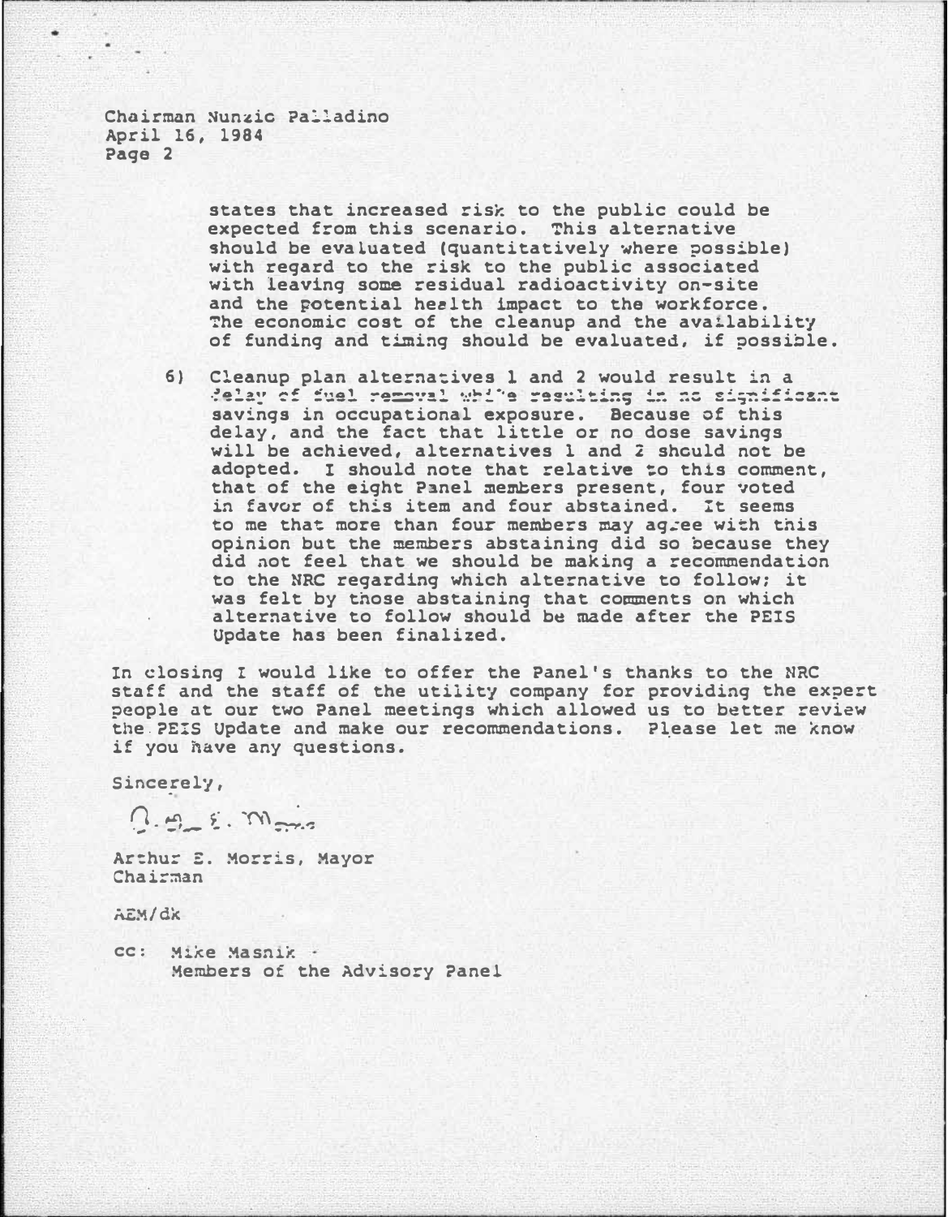Chairman Nunzio Palladino
April 16, 1984
Page 2

states that increased risk to the public could be expected from this scenario. This alternative should be evaluated (quantitatively where possible) with regard to the risk to the public associated with leaving some residual radioactivity on-site and the potential health impact to the workforce. The economic cost of the cleanup and the availability of funding and timing should be evaluated, if possible.

6) Cleanup plan alternatives 1 and 2 would result in a delay of fuel removal while resulting in no significant savings in occupational exposure. Because of this delay, and the fact that little or no dose savings will be achieved, alternatives 1 and 2 should not be adopted. I should note that relative to this comment, that of the eight Panel members present, four voted in favor of this item and four abstained. It seems to me that more than four members may agree with this opinion but the members abstaining did so because they did not feel that we should be making a recommendation to the NRC regarding which alternative to follow; it was felt by those abstaining that comments on which alternative to follow should be made after the PEIS Update has been finalized.

In closing I would like to offer the Panel's thanks to the NRC staff and the staff of the utility company for providing the expert people at our two Panel meetings which allowed us to better review the PEIS Update and make our recommendations. Please let me know if you have any questions.

Sincerely,

Arthur E. Morris, Mayor
Chairman

AEM/dk

cc: Mike Masnik
Members of the Advisory Panel